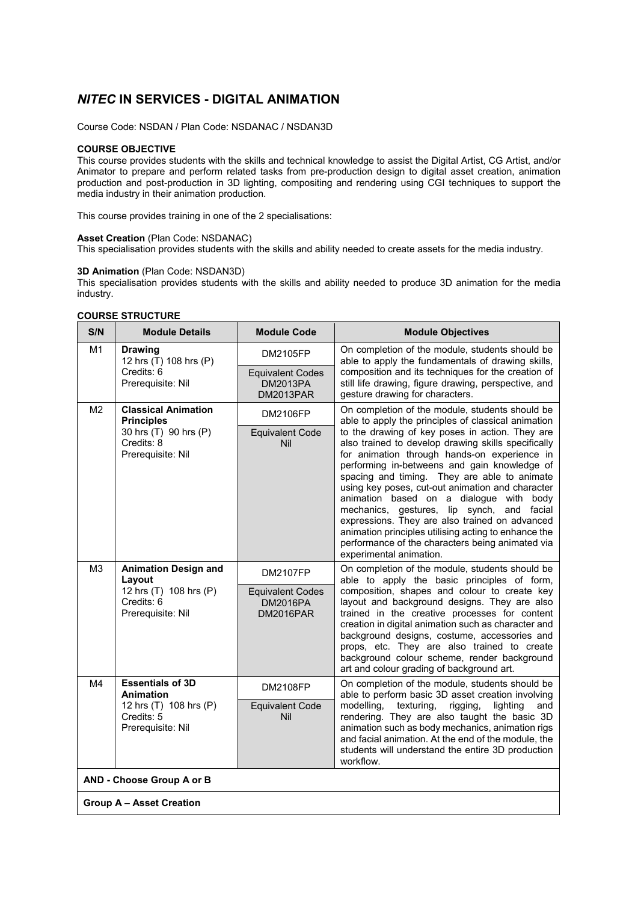# *NITEC* IN SERVICES - DIGITAL ANIMATION

Course Code: NSDAN / Plan Code: NSDANAC / NSDAN3D

**COURSE OBJECTIVE**

This course provides students with the skills and technical knowledge to assist the Digital Artist, CG Artist, and/or Animator to prepare and perform related tasks from pre-production design to digital asset creation, animation production and post-production in 3D lighting, compositing and rendering using CGI techniques to support the media industry in their animation production.

This course provides training in one of the 2 specialisations:

**Asset Creation** (Plan Code: NSDANAC)
This specialisation provides students with the skills and ability needed to create assets for the media industry.

**3D Animation** (Plan Code: NSDAN3D)
This specialisation provides students with the skills and ability needed to produce 3D animation for the media industry.

**COURSE STRUCTURE**

| S/N | Module Details | Module Code | Module Objectives |
|---|---|---|---|
| M1 | **Drawing**<br>12 hrs (T) 108 hrs (P)<br>Credits: 6<br>Prerequisite: Nil | DM2105FP<br><br>Equivalent Codes<br>DM2013PA<br>DM2013PAR | On completion of the module, students should be able to apply the fundamentals of drawing skills, composition and its techniques for the creation of still life drawing, figure drawing, perspective, and gesture drawing for characters. |
| M2 | **Classical Animation Principles**<br>30 hrs (T) 90 hrs (P)<br>Credits: 8<br>Prerequisite: Nil | DM2106FP<br><br>Equivalent Code<br>Nil | On completion of the module, students should be able to apply the principles of classical animation to the drawing of key poses in action. They are also trained to develop drawing skills specifically for animation through hands-on experience in performing in-betweens and gain knowledge of spacing and timing. They are able to animate using key poses, cut-out animation and character animation based on a dialogue with body mechanics, gestures, lip synch, and facial expressions. They are also trained on advanced animation principles utilising acting to enhance the performance of the characters being animated via experimental animation. |
| M3 | **Animation Design and Layout**<br>12 hrs (T) 108 hrs (P)<br>Credits: 6<br>Prerequisite: Nil | DM2107FP<br><br>Equivalent Codes<br>DM2016PA<br>DM2016PAR | On completion of the module, students should be able to apply the basic principles of form, composition, shapes and colour to create key layout and background designs. They are also trained in the creative processes for content creation in digital animation such as character and background designs, costume, accessories and props, etc. They are also trained to create background colour scheme, render background art and colour grading of background art. |
| M4 | **Essentials of 3D Animation**<br>12 hrs (T) 108 hrs (P)<br>Credits: 5<br>Prerequisite: Nil | DM2108FP<br><br>Equivalent Code<br>Nil | On completion of the module, students should be able to perform basic 3D asset creation involving modelling, texturing, rigging, lighting and rendering. They are also taught the basic 3D animation such as body mechanics, animation rigs and facial animation. At the end of the module, the students will understand the entire 3D production workflow. |
| **AND - Choose Group A or B** | | | |
| **Group A – Asset Creation** | | | |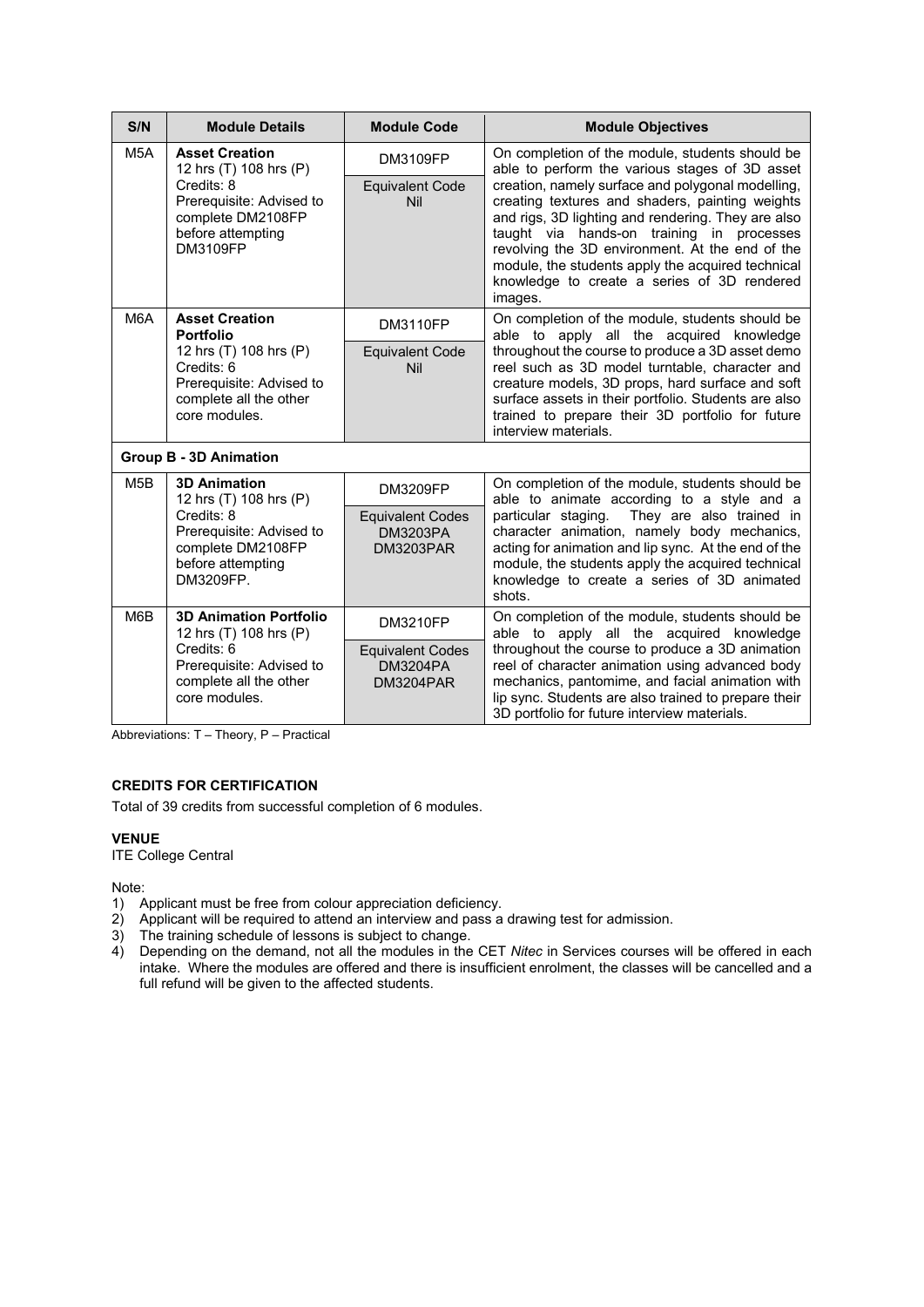| S/N | Module Details | Module Code | Module Objectives |
|---|---|---|---|
| M5A | **Asset Creation** 12 hrs (T) 108 hrs (P) Credits: 8 Prerequisite: Advised to complete DM2108FP before attempting DM3109FP | DM3109FP<br>Equivalent Code Nil | On completion of the module, students should be able to perform the various stages of 3D asset creation, namely surface and polygonal modelling, creating textures and shaders, painting weights and rigs, 3D lighting and rendering. They are also taught via hands-on training in processes revolving the 3D environment. At the end of the module, the students apply the acquired technical knowledge to create a series of 3D rendered images. |
| M6A | **Asset Creation Portfolio** 12 hrs (T) 108 hrs (P) Credits: 6 Prerequisite: Advised to complete all the other core modules. | DM3110FP<br>Equivalent Code Nil | On completion of the module, students should be able to apply all the acquired knowledge throughout the course to produce a 3D asset demo reel such as 3D model turntable, character and creature models, 3D props, hard surface and soft surface assets in their portfolio. Students are also trained to prepare their 3D portfolio for future interview materials. |
| **Group B - 3D Animation** | | | |
| M5B | **3D Animation** 12 hrs (T) 108 hrs (P) Credits: 8 Prerequisite: Advised to complete DM2108FP before attempting DM3209FP. | DM3209FP<br>Equivalent Codes DM3203PA DM3203PAR | On completion of the module, students should be able to animate according to a style and a particular staging. They are also trained in character animation, namely body mechanics, acting for animation and lip sync. At the end of the module, the students apply the acquired technical knowledge to create a series of 3D animated shots. |
| M6B | **3D Animation Portfolio** 12 hrs (T) 108 hrs (P) Credits: 6 Prerequisite: Advised to complete all the other core modules. | DM3210FP<br>Equivalent Codes DM3204PA DM3204PAR | On completion of the module, students should be able to apply all the acquired knowledge throughout the course to produce a 3D animation reel of character animation using advanced body mechanics, pantomime, and facial animation with lip sync. Students are also trained to prepare their 3D portfolio for future interview materials. |

Abbreviations: T – Theory, P – Practical

**CREDITS FOR CERTIFICATION**

Total of 39 credits from successful completion of 6 modules.

**VENUE**

ITE College Central

Note:

1) Applicant must be free from colour appreciation deficiency.
2) Applicant will be required to attend an interview and pass a drawing test for admission.
3) The training schedule of lessons is subject to change.
4) Depending on the demand, not all the modules in the CET *Nitec* in Services courses will be offered in each intake. Where the modules are offered and there is insufficient enrolment, the classes will be cancelled and a full refund will be given to the affected students.